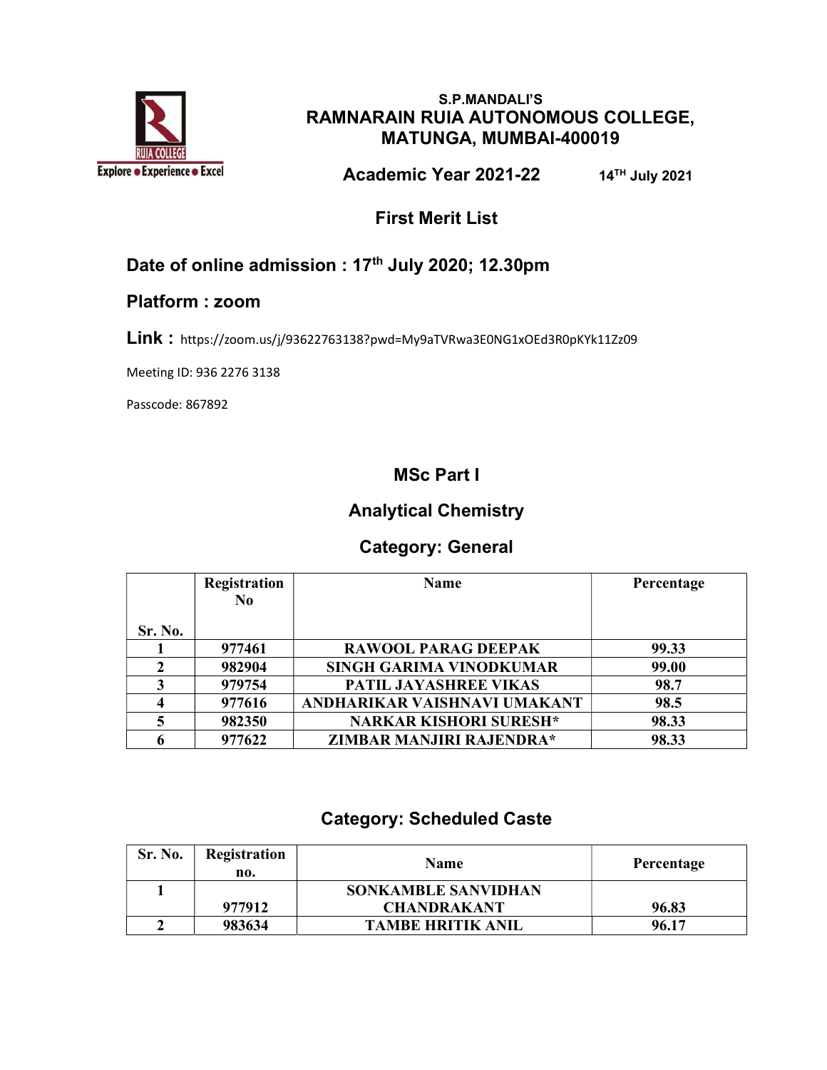S.P.MANDALI'S

# RAMNARAIN RUIA AUTONOMOUS COLLEGE, MATUNGA, MUMBAI-400019

## Academic Year 2021-22

14TH July 2021

## First Merit List

### Date of online admission : 17th July 2020; 12.30pm

### Platform : zoom

**Link :** https://zoom.us/j/93622763138?pwd=My9aTVRwa3E0NG1xOEd3R0pKYk11Zz09

Meeting ID: 936 2276 3138

Passcode: 867892

## MSc Part I

## Analytical Chemistry

## Category: General

| Sr. No. | Registration No | Name | Percentage |
|---|---|---|---|
| 1 | 977461 | RAWOOL PARAG DEEPAK | 99.33 |
| 2 | 982904 | SINGH GARIMA VINODKUMAR | 99.00 |
| 3 | 979754 | PATIL JAYASHREE VIKAS | 98.7 |
| 4 | 977616 | ANDHARIKAR VAISHNAVI UMAKANT | 98.5 |
| 5 | 982350 | NARKAR KISHORI SURESH* | 98.33 |
| 6 | 977622 | ZIMBAR MANJIRI RAJENDRA* | 98.33 |

## Category: Scheduled Caste

| Sr. No. | Registration no. | Name | Percentage |
|---|---|---|---|
| 1 | 977912 | SONKAMBLE SANVIDHAN CHANDRAKANT | 96.83 |
| 2 | 983634 | TAMBE HRITIK ANIL | 96.17 |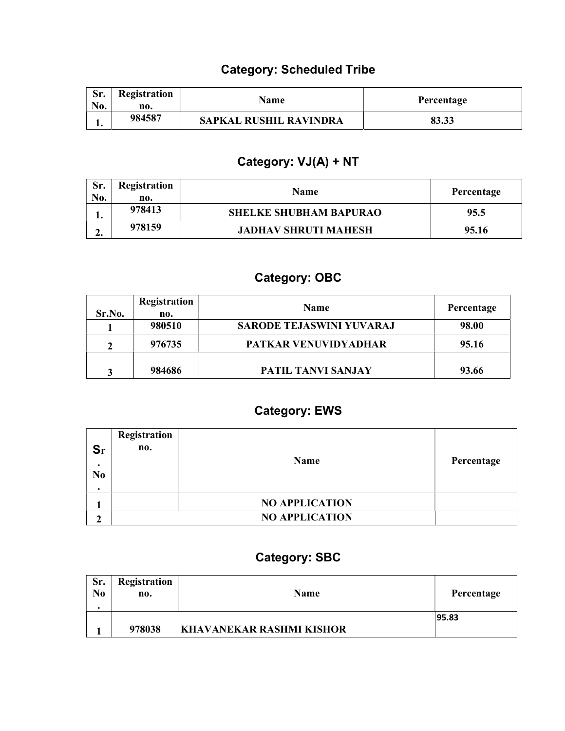## Category: Scheduled Tribe

| Sr. No. | Registration no. | Name | Percentage |
|---|---|---|---|
| 1. | 984587 | SAPKAL RUSHIL RAVINDRA | 83.33 |

## Category: VJ(A) + NT

| Sr. No. | Registration no. | Name | Percentage |
|---|---|---|---|
| 1. | 978413 | SHELKE SHUBHAM BAPURAO | 95.5 |
| 2. | 978159 | JADHAV SHRUTI MAHESH | 95.16 |

## Category: OBC

| Sr.No. | Registration no. | Name | Percentage |
|---|---|---|---|
| 1 | 980510 | SARODE TEJASWINI YUVARAJ | 98.00 |
| 2 | 976735 | PATKAR VENUVIDYADHAR | 95.16 |
| 3 | 984686 | PATIL TANVI SANJAY | 93.66 |

## Category: EWS

| Sr. No. | Registration no. | Name | Percentage |
|---|---|---|---|
| 1 | | NO APPLICATION | |
| 2 | | NO APPLICATION | |

## Category: SBC

| Sr. No. | Registration no. | Name | Percentage |
|---|---|---|---|
| 1 | 978038 | KHAVANEKAR RASHMI KISHOR | 95.83 |